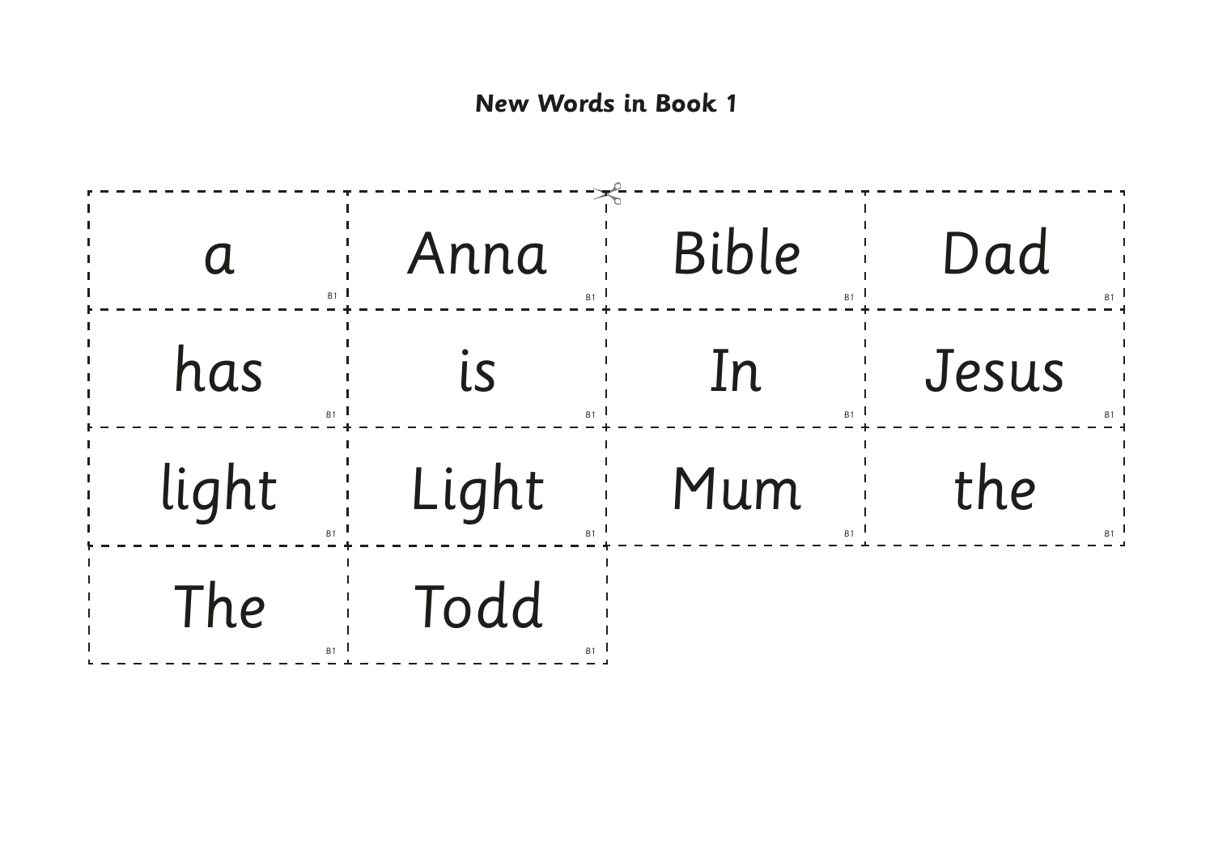# New Words in Book 1

| | | | |
|---|---|---|---|
| a | Anna | Bible | Dad |
| has | is | In | Jesus |
| light | Light | Mum | the |
| The | Todd | | |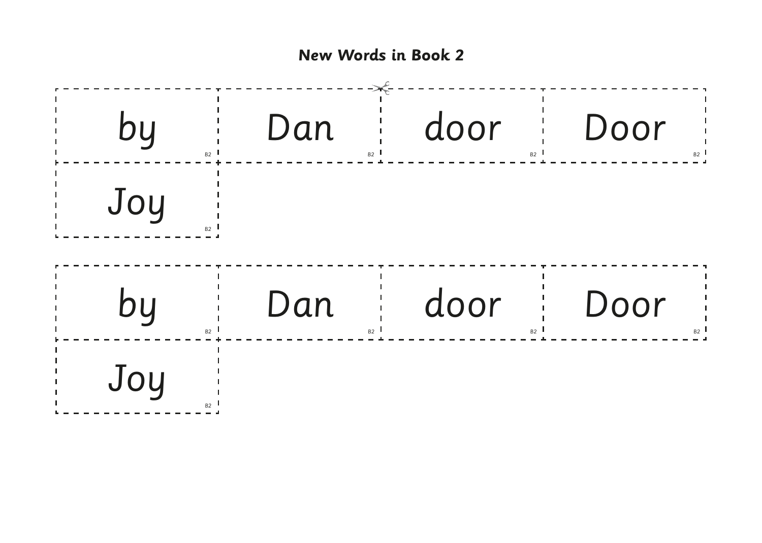**New Words in Book 2**

| | | | |
|---|---|---|---|
| by B2 | Dan B2 | door B2 | Door B2 |
| Joy B2 | | | |

| | | | |
|---|---|---|---|
| by B2 | Dan B2 | door B2 | Door B2 |
| Joy B2 | | | |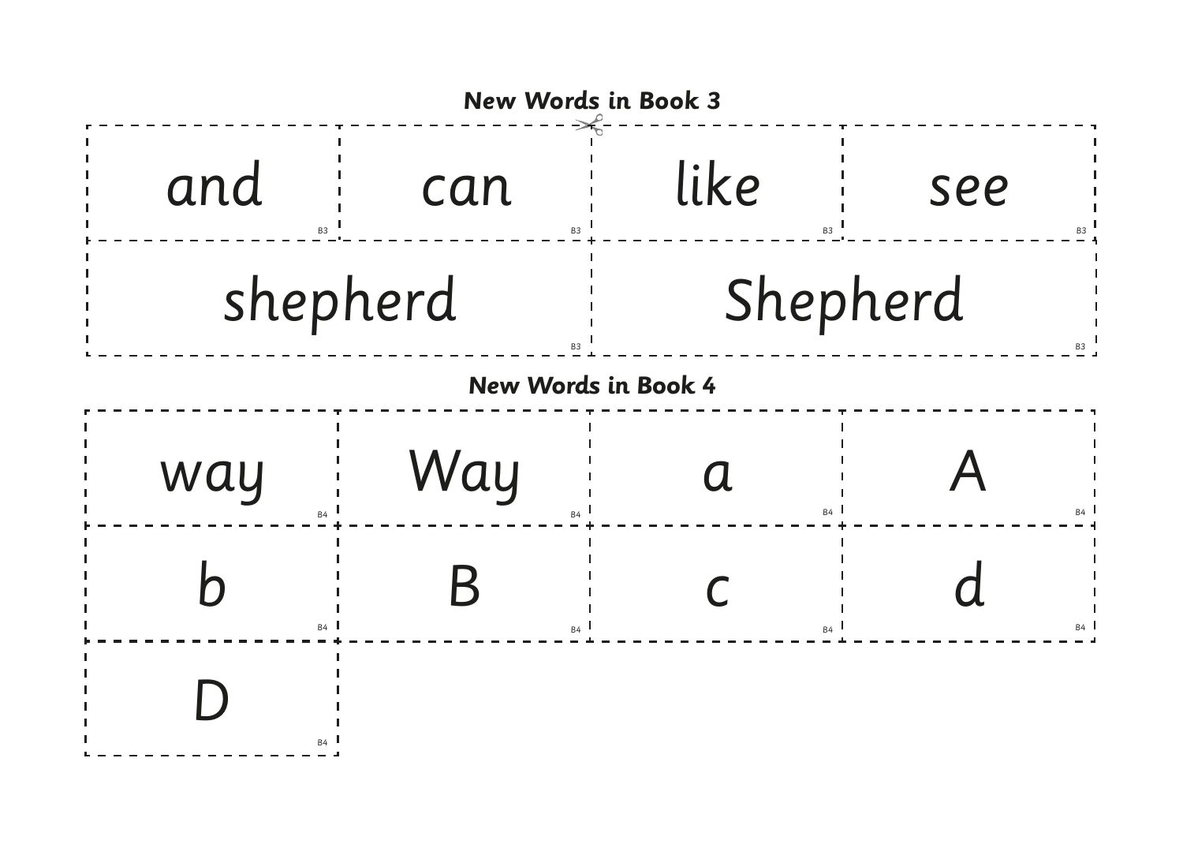**New Words in Book 3**

| and | can | like | see |
|---|---|---|---|
| B3 | B3 | B3 | B3 |

| shepherd | Shepherd |
|---|---|
| B3 | B3 |

**New Words in Book 4**

| way | Way | a | A |
|---|---|---|---|
| B4 | B4 | B4 | B4 |
| b | B | c | d |
| B4 | B4 | B4 | B4 |
| D | | | |
| B4 | | | |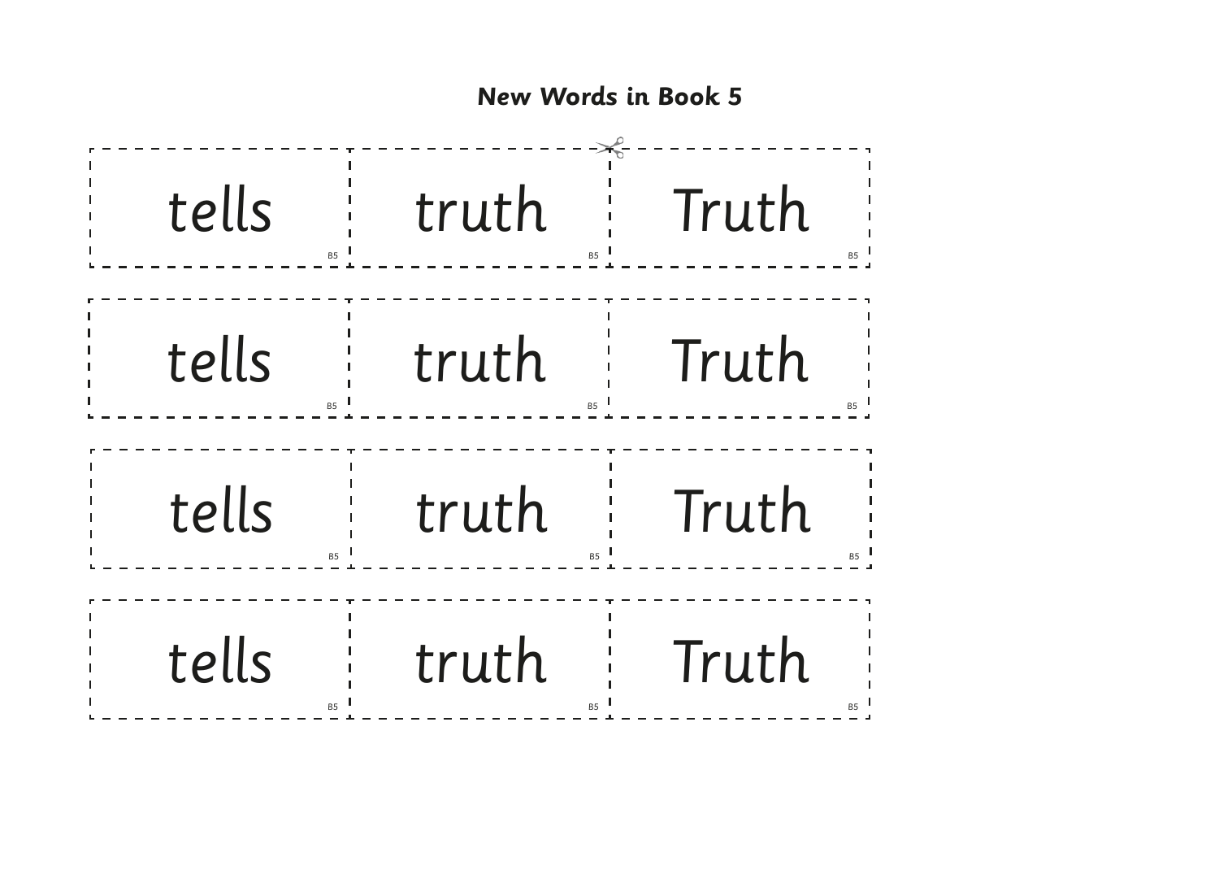# New Words in Book 5

| | | |
|---|---|---|
| tells B5 | truth B5 | Truth B5 |
| tells B5 | truth B5 | Truth B5 |
| tells B5 | truth B5 | Truth B5 |
| tells B5 | truth B5 | Truth B5 |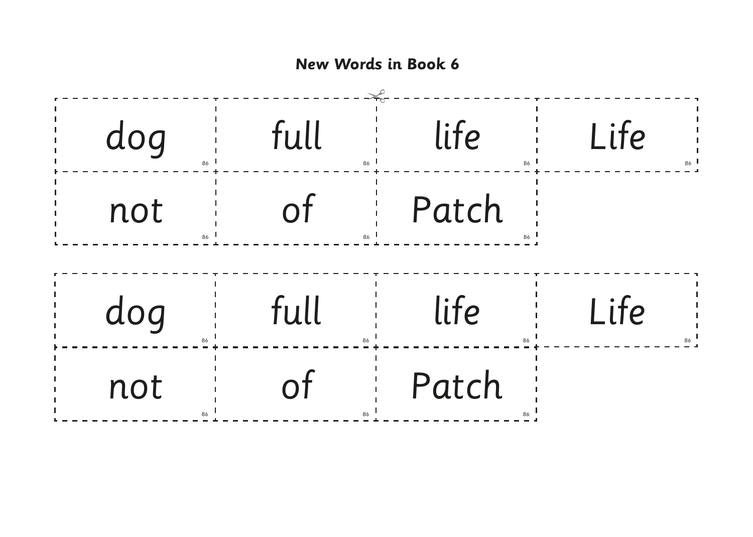## New Words in Book 6

| dog | full | life | Life |
|---|---|---|---|
| not | of | Patch | |

| dog | full | life | Life |
|---|---|---|---|
| not | of | Patch | |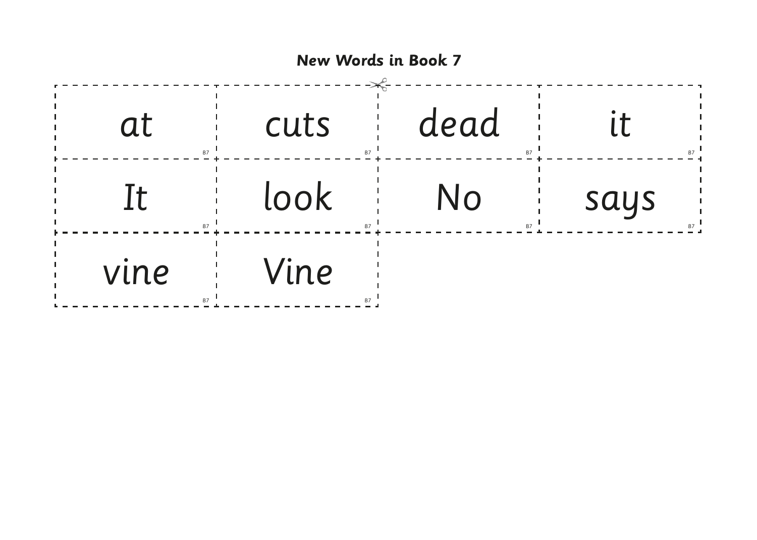## New Words in Book 7

| | | | |
|---|---|---|---|
| at | cuts | dead | it |
| It | look | No | says |
| vine | Vine | | |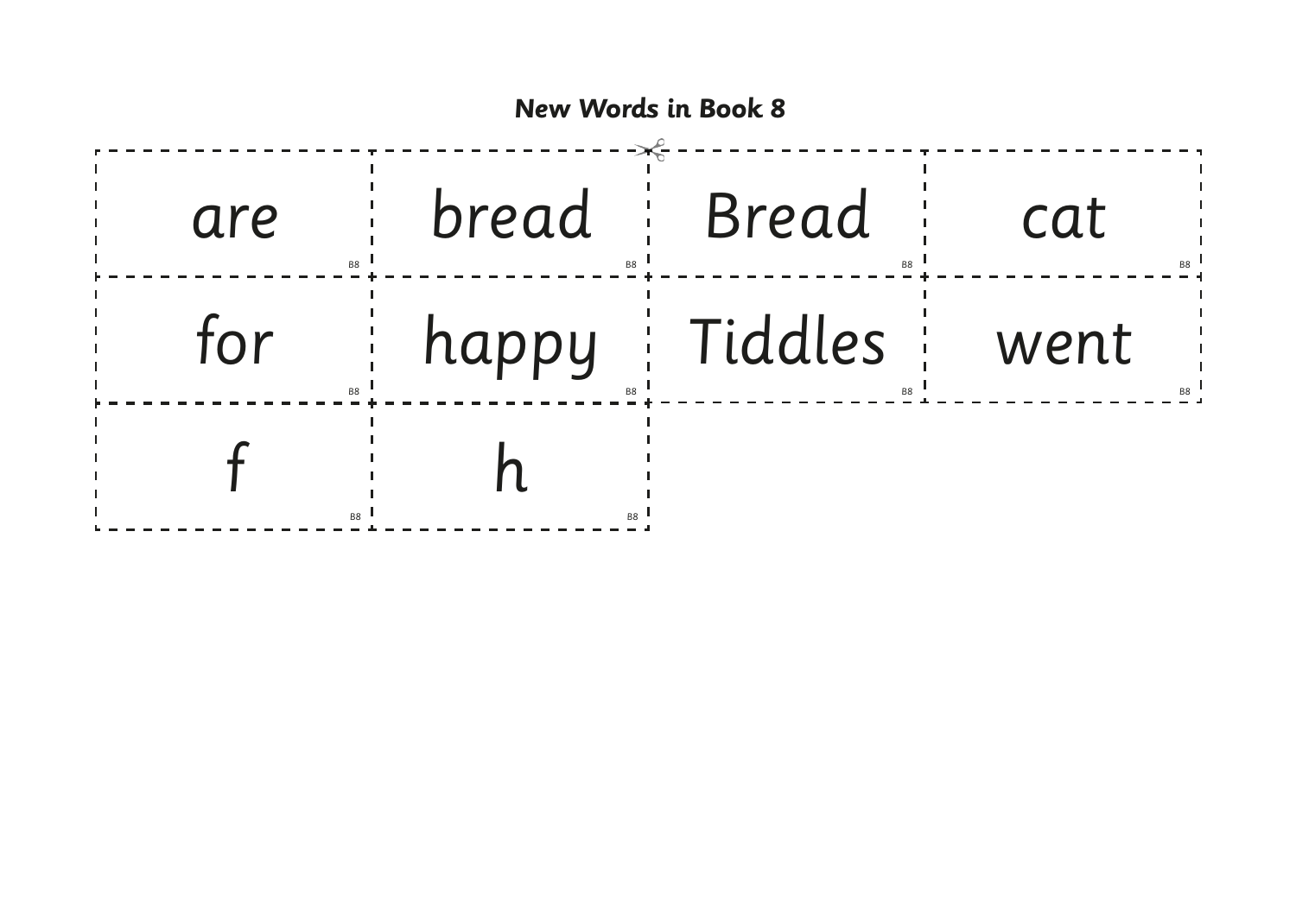# New Words in Book 8

| | | | |
|---|---|---|---|
| are | bread | Bread | cat |
| for | happy | Tiddles | went |
| f | h | | |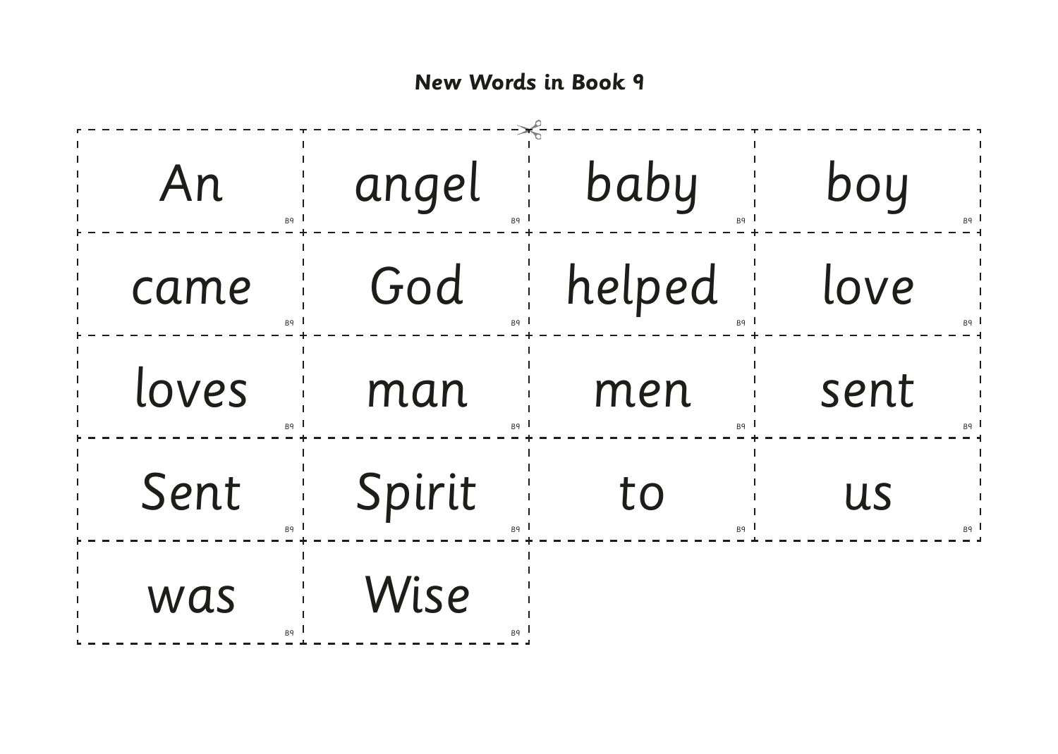# New Words in Book 9

| | | | |
|---|---|---|---|
| An | angel | baby | boy |
| came | God | helped | love |
| loves | man | men | sent |
| Sent | Spirit | to | us |
| was | Wise | | |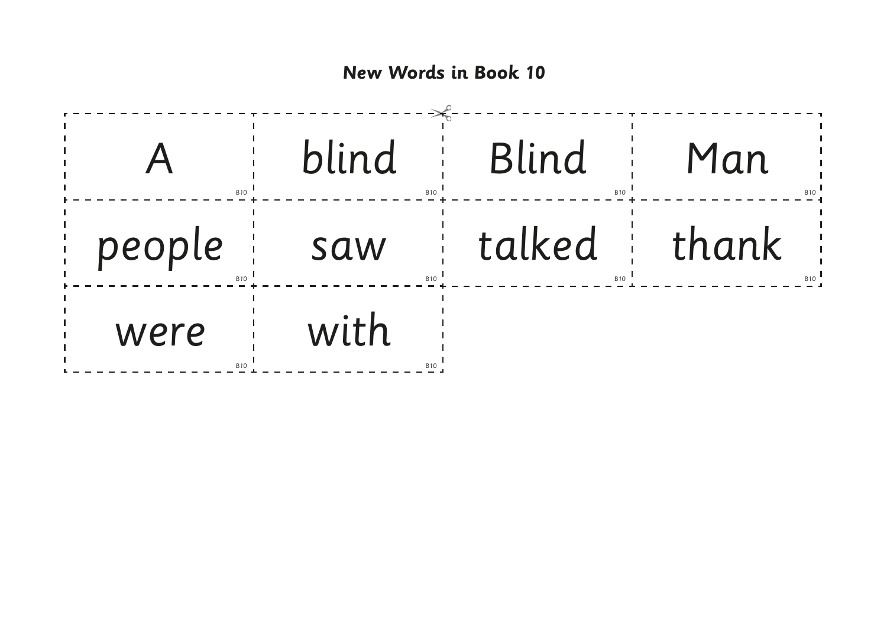## New Words in Book 10

| | | | |
|---|---|---|---|
| A B10 | blind B10 | Blind B10 | Man B10 |
| people B10 | saw B10 | talked B10 | thank B10 |
| were B10 | with B10 | | |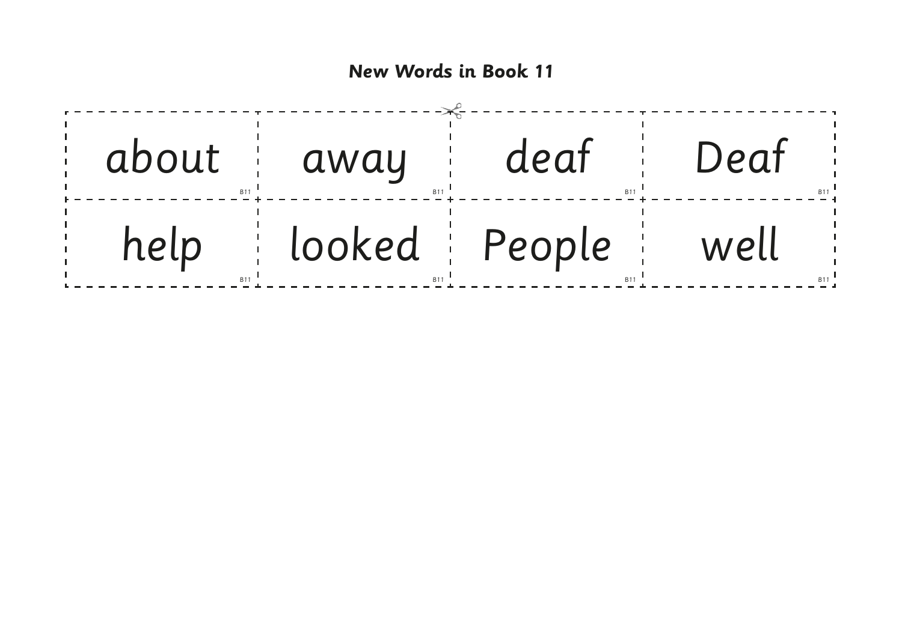**New Words in Book 11**

| | | | |
|---|---|---|---|
| about B11 | away B11 | deaf B11 | Deaf B11 |
| help B11 | looked B11 | People B11 | well B11 |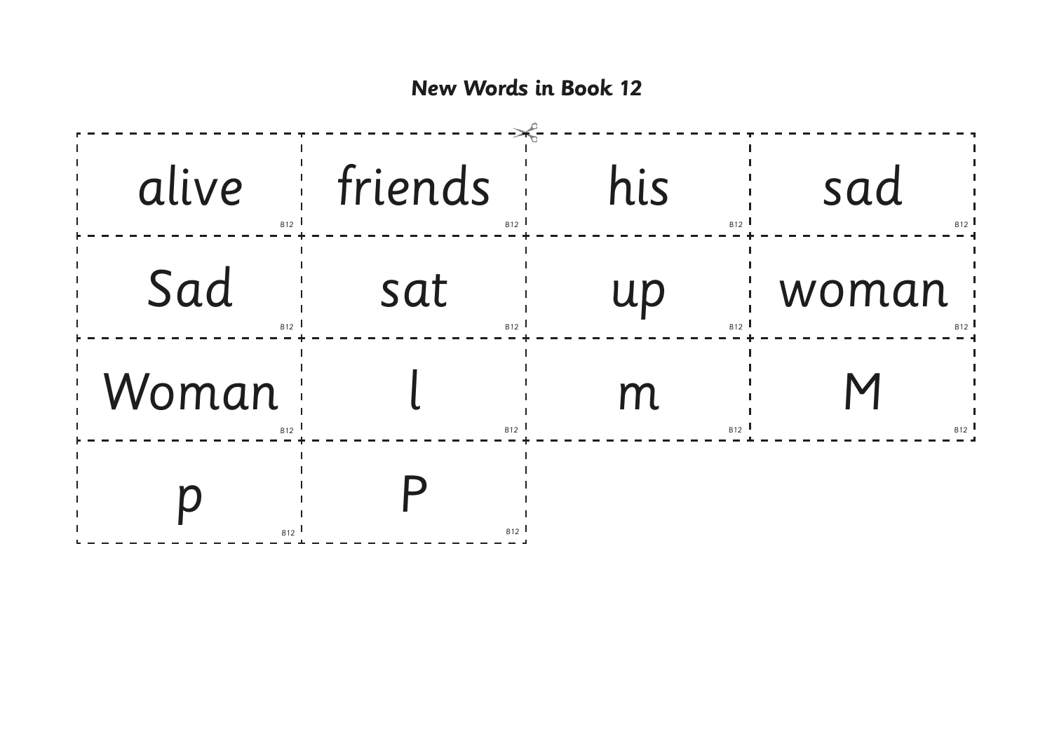## New Words in Book 12

| | | | |
|---|---|---|---|
| alive B12 | friends B12 | his B12 | sad B12 |
| Sad B12 | sat B12 | up B12 | woman B12 |
| Woman B12 | l B12 | m B12 | M B12 |
| p B12 | P B12 | | |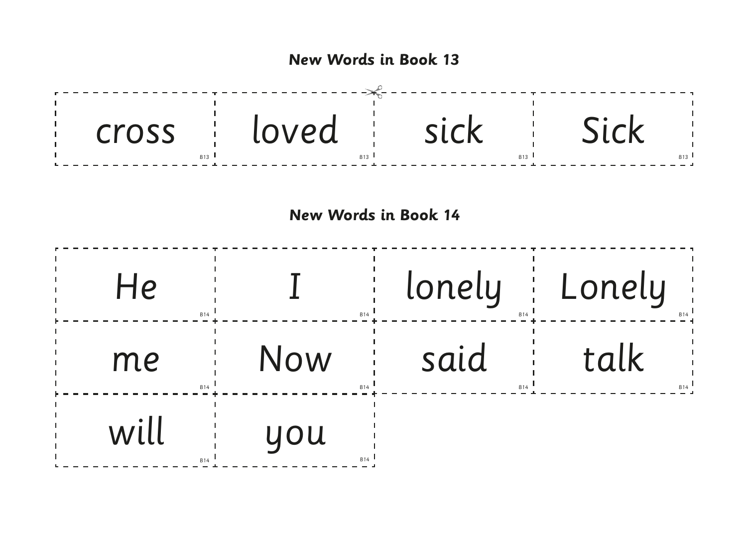## New Words in Book 13

| | | | |
|---|---|---|---|
| cross B13 | loved B13 | sick B13 | Sick B13 |

## New Words in Book 14

| | | | |
|---|---|---|---|
| He B14 | I B14 | lonely B14 | Lonely B14 |
| me B14 | Now B14 | said B14 | talk B14 |
| will B14 | you B14 | | |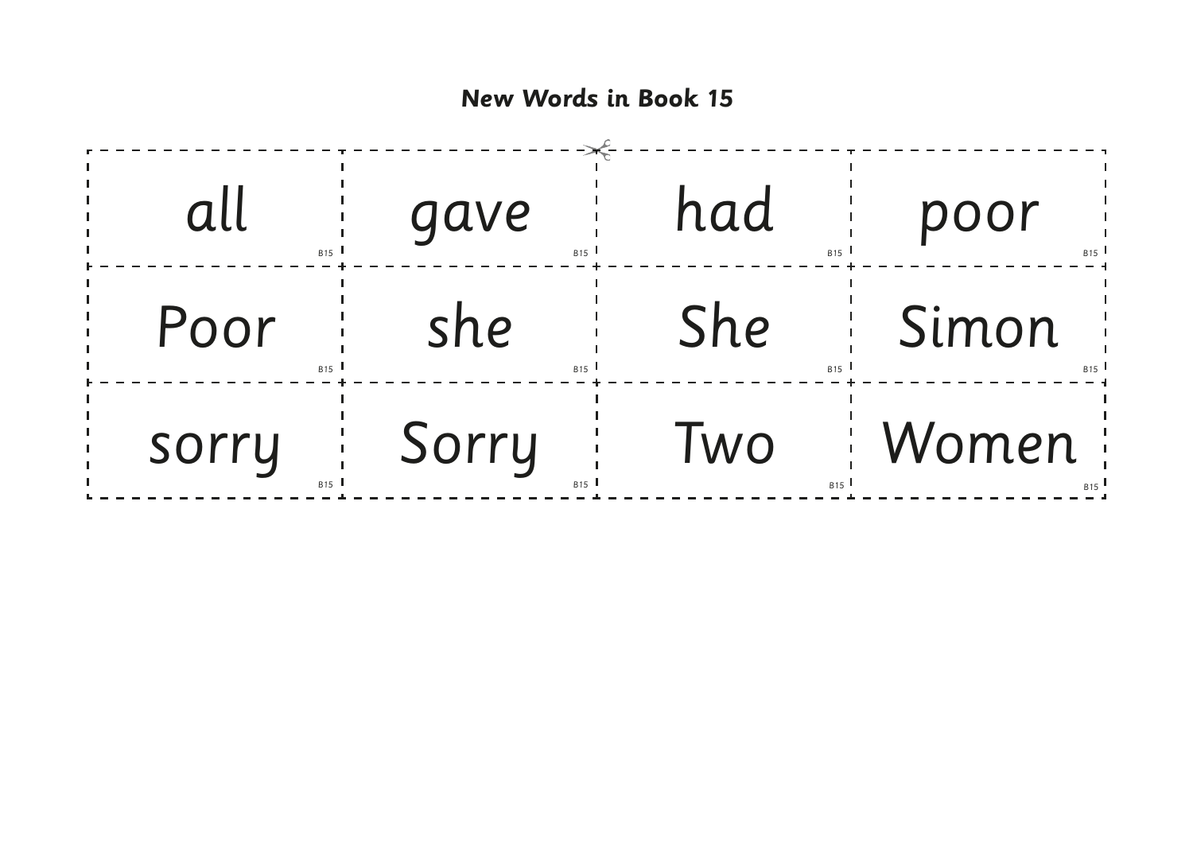**New Words in Book 15**

| | | | |
|---|---|---|---|
| all B15 | gave B15 | had B15 | poor B15 |
| Poor B15 | she B15 | She B15 | Simon B15 |
| sorry B15 | Sorry B15 | Two B15 | Women B15 |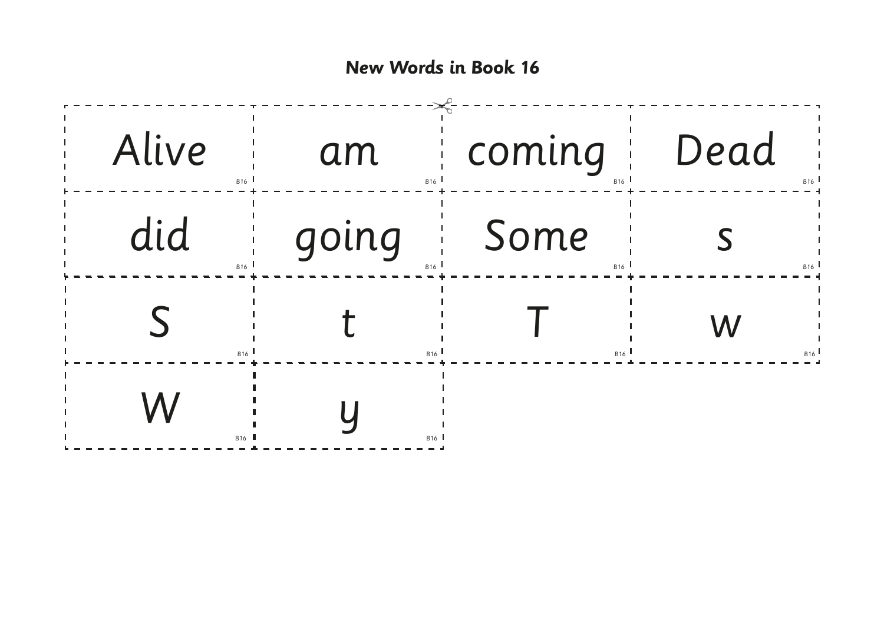**New Words in Book 16**

| | | | |
|---|---|---|---|
| Alive B16 | am B16 | coming B16 | Dead B16 |
| did B16 | going B16 | Some B16 | s B16 |
| S B16 | t B16 | T B16 | w B16 |
| W B16 | y B16 | | |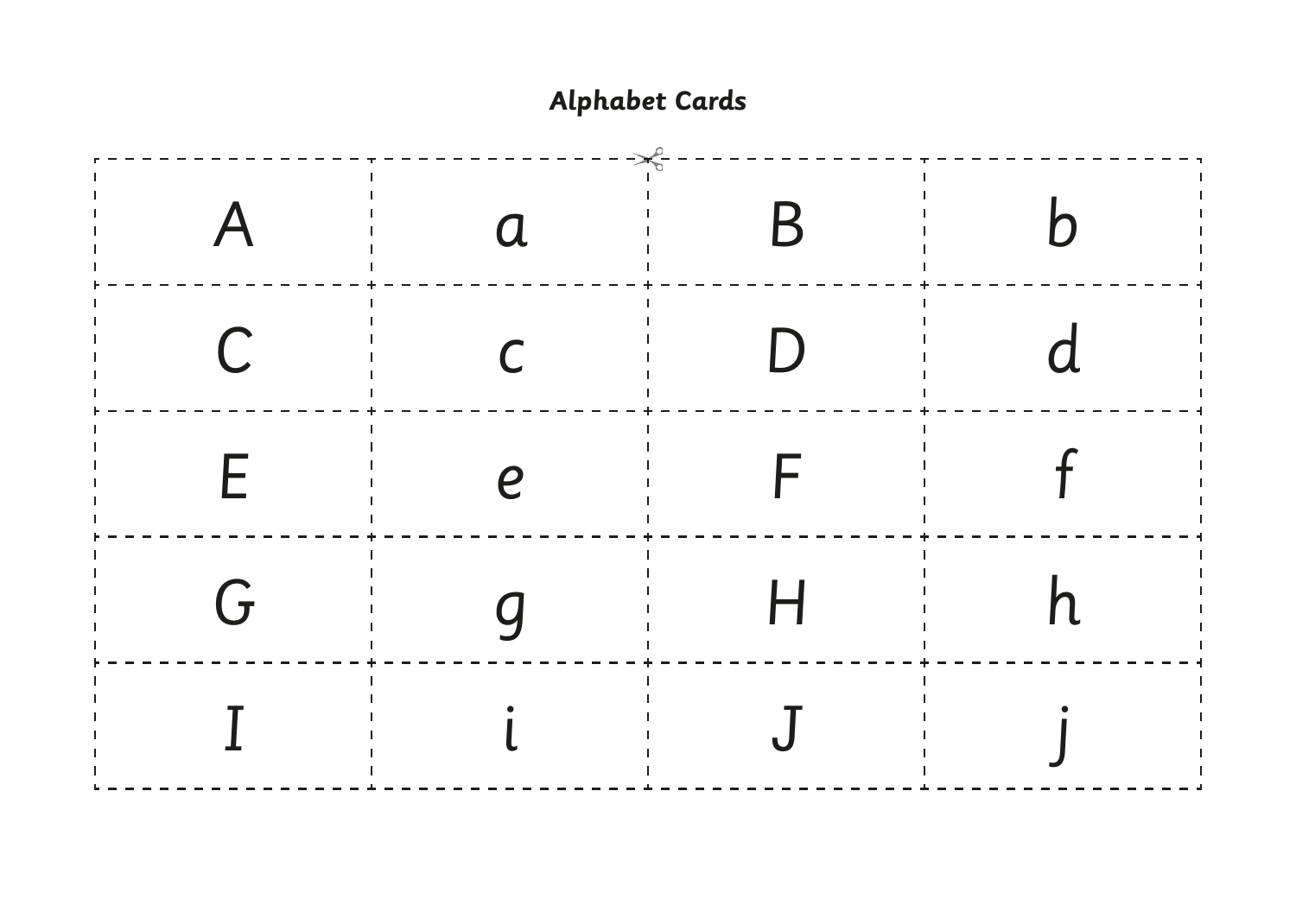## Alphabet Cards

| | | | |
|---|---|---|---|
| A | a | B | b |
| C | c | D | d |
| E | e | F | f |
| G | g | H | h |
| I | i | J | j |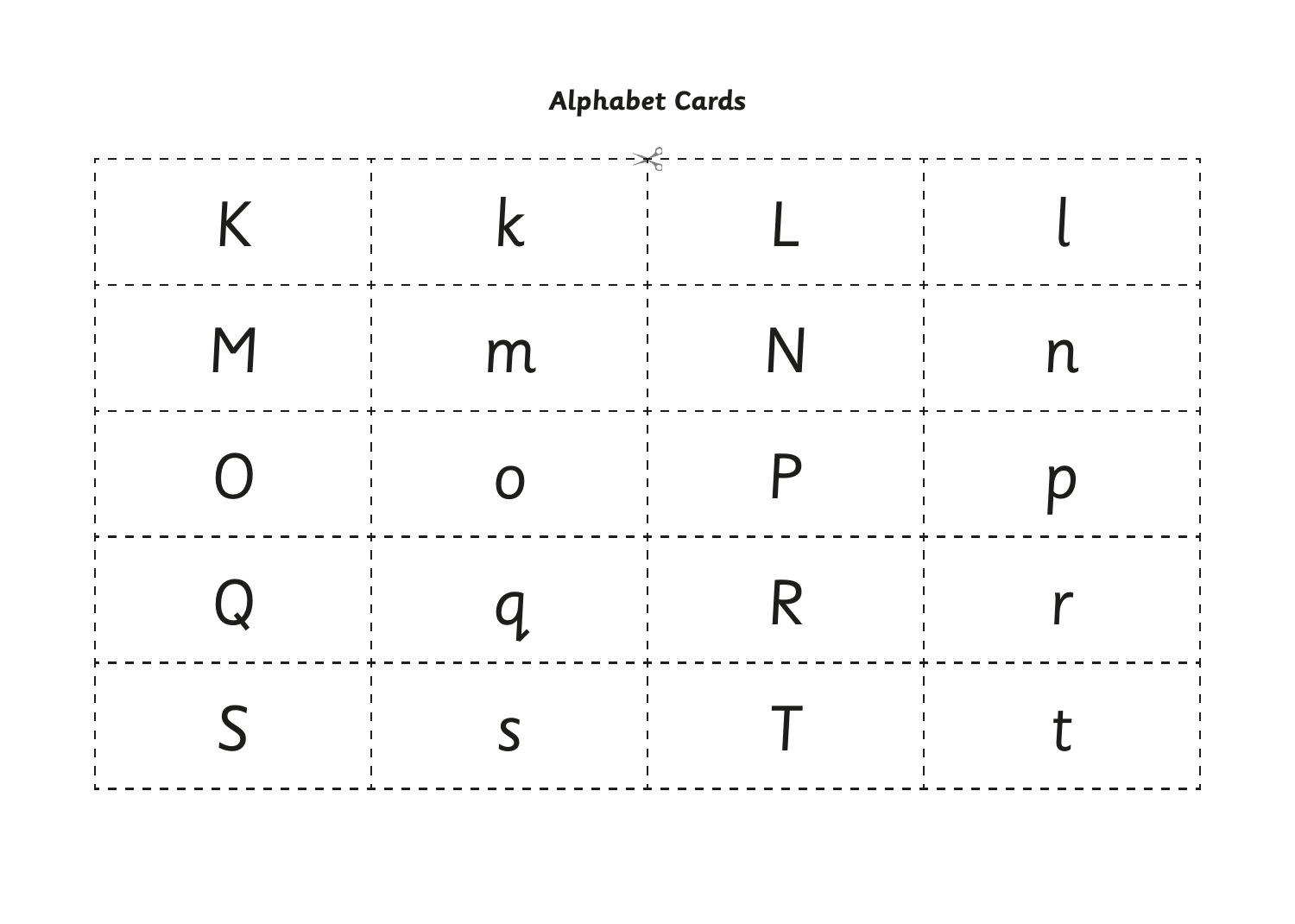# Alphabet Cards

| | | | |
|---|---|---|---|
| K | k | L | l |
| M | m | N | n |
| O | o | P | p |
| Q | q | R | r |
| S | s | T | t |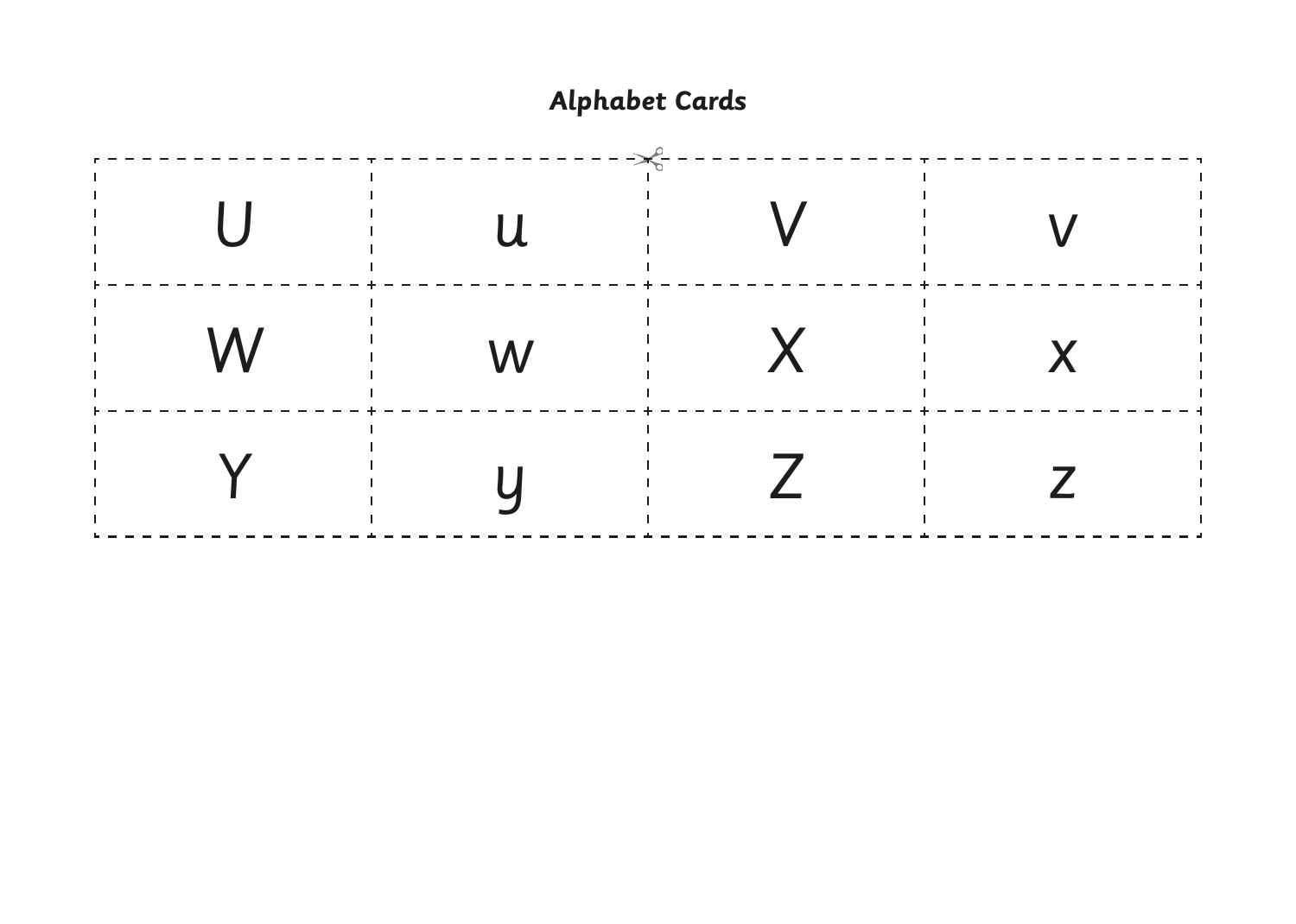# Alphabet Cards

| | | | |
|---|---|---|---|
| U | u | V | v |
| W | w | X | x |
| Y | y | Z | z |